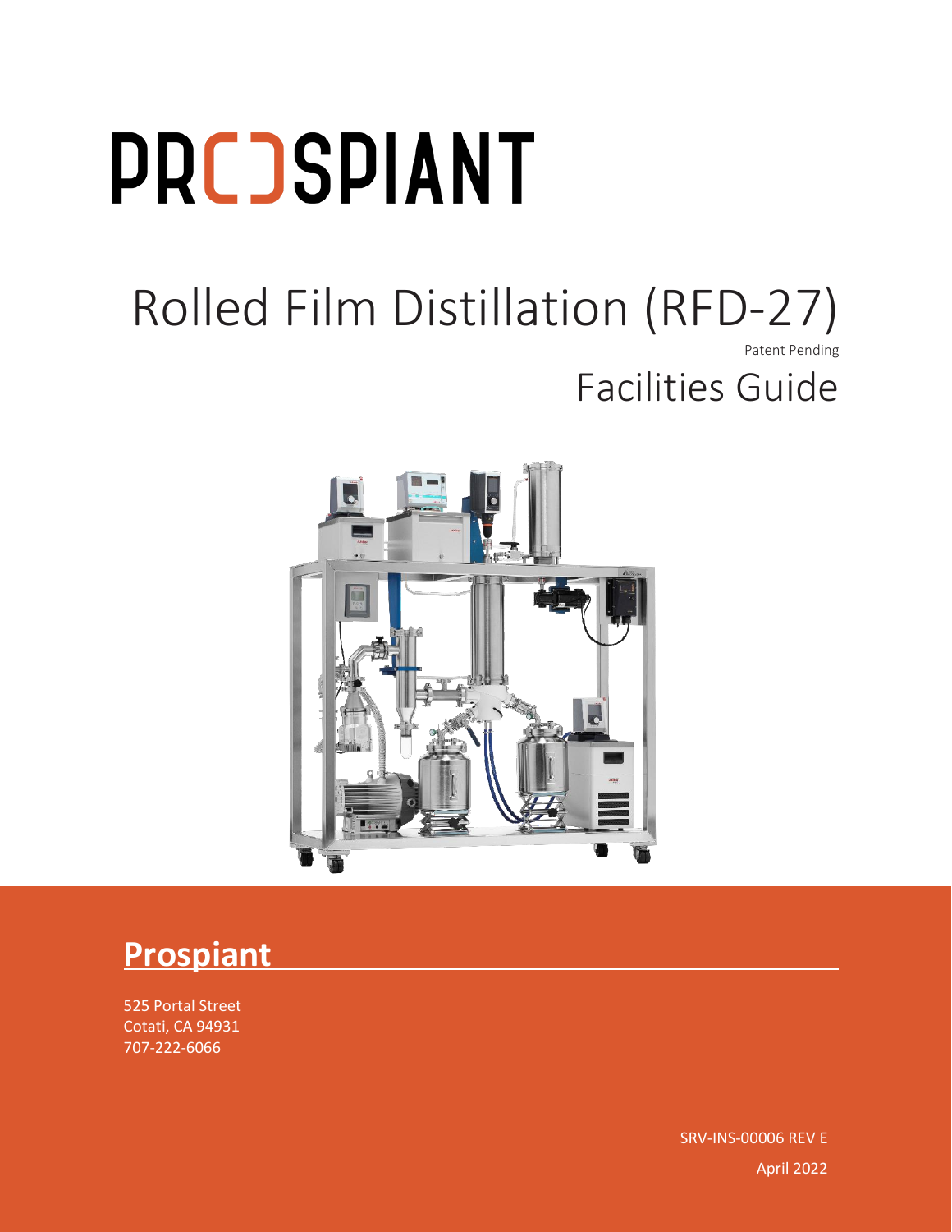# PROSPIANT

# Rolled Film Distillation (RFD-27)

Patent Pending

## Facilities Guide

## Prospiant

525 Portal Street
Cotati, CA 94931
707-222-6066

SRV-INS-00006 REV E

April 2022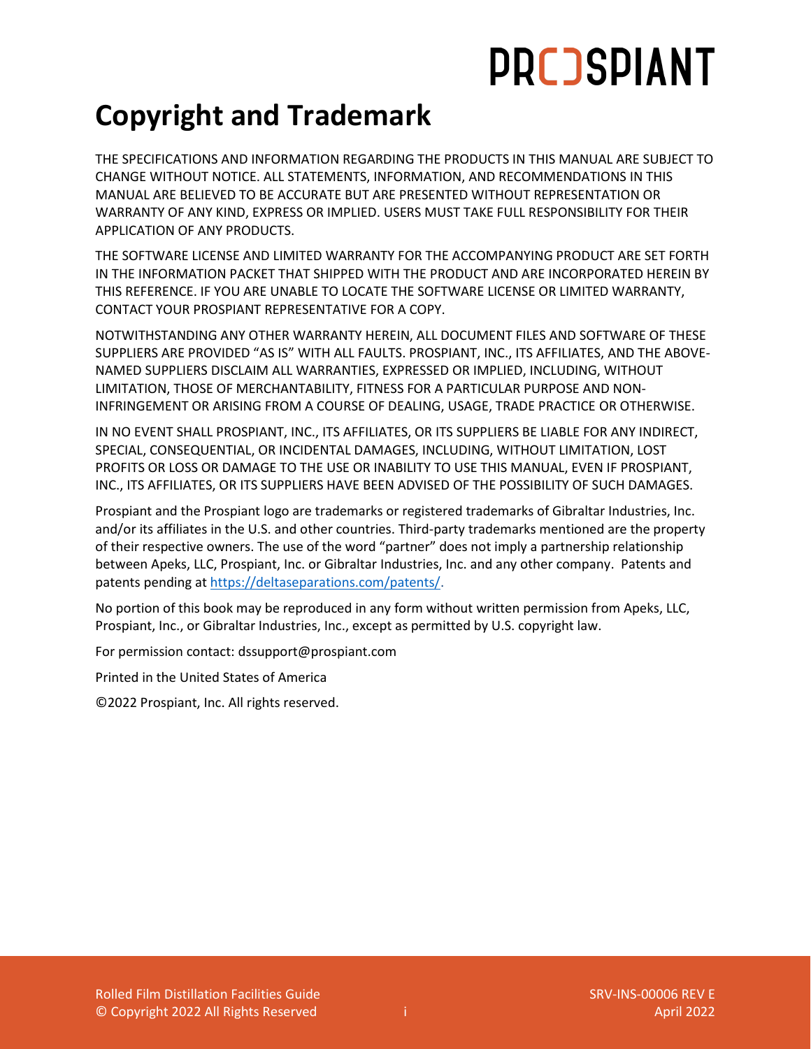# Copyright and Trademark

THE SPECIFICATIONS AND INFORMATION REGARDING THE PRODUCTS IN THIS MANUAL ARE SUBJECT TO CHANGE WITHOUT NOTICE. ALL STATEMENTS, INFORMATION, AND RECOMMENDATIONS IN THIS MANUAL ARE BELIEVED TO BE ACCURATE BUT ARE PRESENTED WITHOUT REPRESENTATION OR WARRANTY OF ANY KIND, EXPRESS OR IMPLIED. USERS MUST TAKE FULL RESPONSIBILITY FOR THEIR APPLICATION OF ANY PRODUCTS.

THE SOFTWARE LICENSE AND LIMITED WARRANTY FOR THE ACCOMPANYING PRODUCT ARE SET FORTH IN THE INFORMATION PACKET THAT SHIPPED WITH THE PRODUCT AND ARE INCORPORATED HEREIN BY THIS REFERENCE. IF YOU ARE UNABLE TO LOCATE THE SOFTWARE LICENSE OR LIMITED WARRANTY, CONTACT YOUR PROSPIANT REPRESENTATIVE FOR A COPY.

NOTWITHSTANDING ANY OTHER WARRANTY HEREIN, ALL DOCUMENT FILES AND SOFTWARE OF THESE SUPPLIERS ARE PROVIDED "AS IS" WITH ALL FAULTS. PROSPIANT, INC., ITS AFFILIATES, AND THE ABOVE-NAMED SUPPLIERS DISCLAIM ALL WARRANTIES, EXPRESSED OR IMPLIED, INCLUDING, WITHOUT LIMITATION, THOSE OF MERCHANTABILITY, FITNESS FOR A PARTICULAR PURPOSE AND NON-INFRINGEMENT OR ARISING FROM A COURSE OF DEALING, USAGE, TRADE PRACTICE OR OTHERWISE.

IN NO EVENT SHALL PROSPIANT, INC., ITS AFFILIATES, OR ITS SUPPLIERS BE LIABLE FOR ANY INDIRECT, SPECIAL, CONSEQUENTIAL, OR INCIDENTAL DAMAGES, INCLUDING, WITHOUT LIMITATION, LOST PROFITS OR LOSS OR DAMAGE TO THE USE OR INABILITY TO USE THIS MANUAL, EVEN IF PROSPIANT, INC., ITS AFFILIATES, OR ITS SUPPLIERS HAVE BEEN ADVISED OF THE POSSIBILITY OF SUCH DAMAGES.

Prospiant and the Prospiant logo are trademarks or registered trademarks of Gibraltar Industries, Inc. and/or its affiliates in the U.S. and other countries. Third-party trademarks mentioned are the property of their respective owners. The use of the word "partner" does not imply a partnership relationship between Apeks, LLC, Prospiant, Inc. or Gibraltar Industries, Inc. and any other company. Patents and patents pending at https://deltaseparations.com/patents/.

No portion of this book may be reproduced in any form without written permission from Apeks, LLC, Prospiant, Inc., or Gibraltar Industries, Inc., except as permitted by U.S. copyright law.

For permission contact: dssupport@prospiant.com

Printed in the United States of America

©2022 Prospiant, Inc. All rights reserved.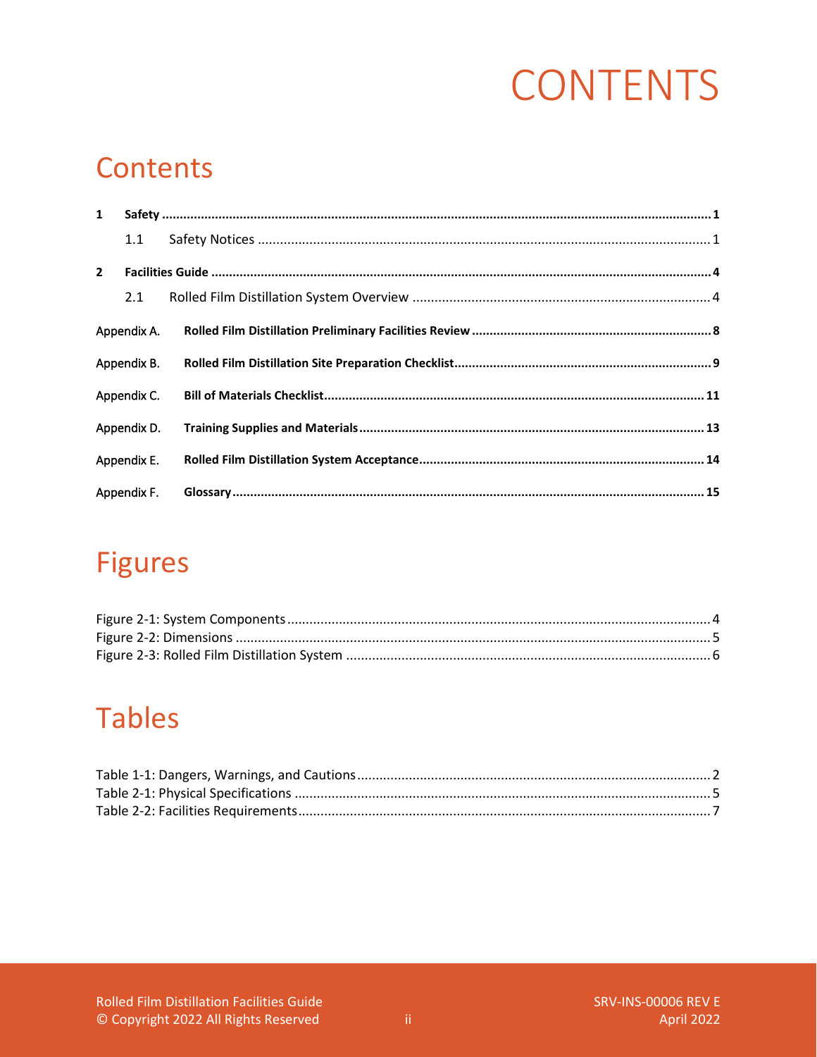# CONTENTS

## Contents

**1 Safety** ........ **1**

1.1 Safety Notices ........ 1

**2 Facilities Guide** ........ **4**

2.1 Rolled Film Distillation System Overview ........ 4

Appendix A. **Rolled Film Distillation Preliminary Facilities Review** ........ **8**

Appendix B. **Rolled Film Distillation Site Preparation Checklist** ........ **9**

Appendix C. **Bill of Materials Checklist** ........ **11**

Appendix D. **Training Supplies and Materials** ........ **13**

Appendix E. **Rolled Film Distillation System Acceptance** ........ **14**

Appendix F. **Glossary** ........ **15**

## Figures

Figure 2-1: System Components ........ 4
Figure 2-2: Dimensions ........ 5
Figure 2-3: Rolled Film Distillation System ........ 6

## Tables

Table 1-1: Dangers, Warnings, and Cautions ........ 2
Table 2-1: Physical Specifications ........ 5
Table 2-2: Facilities Requirements ........ 7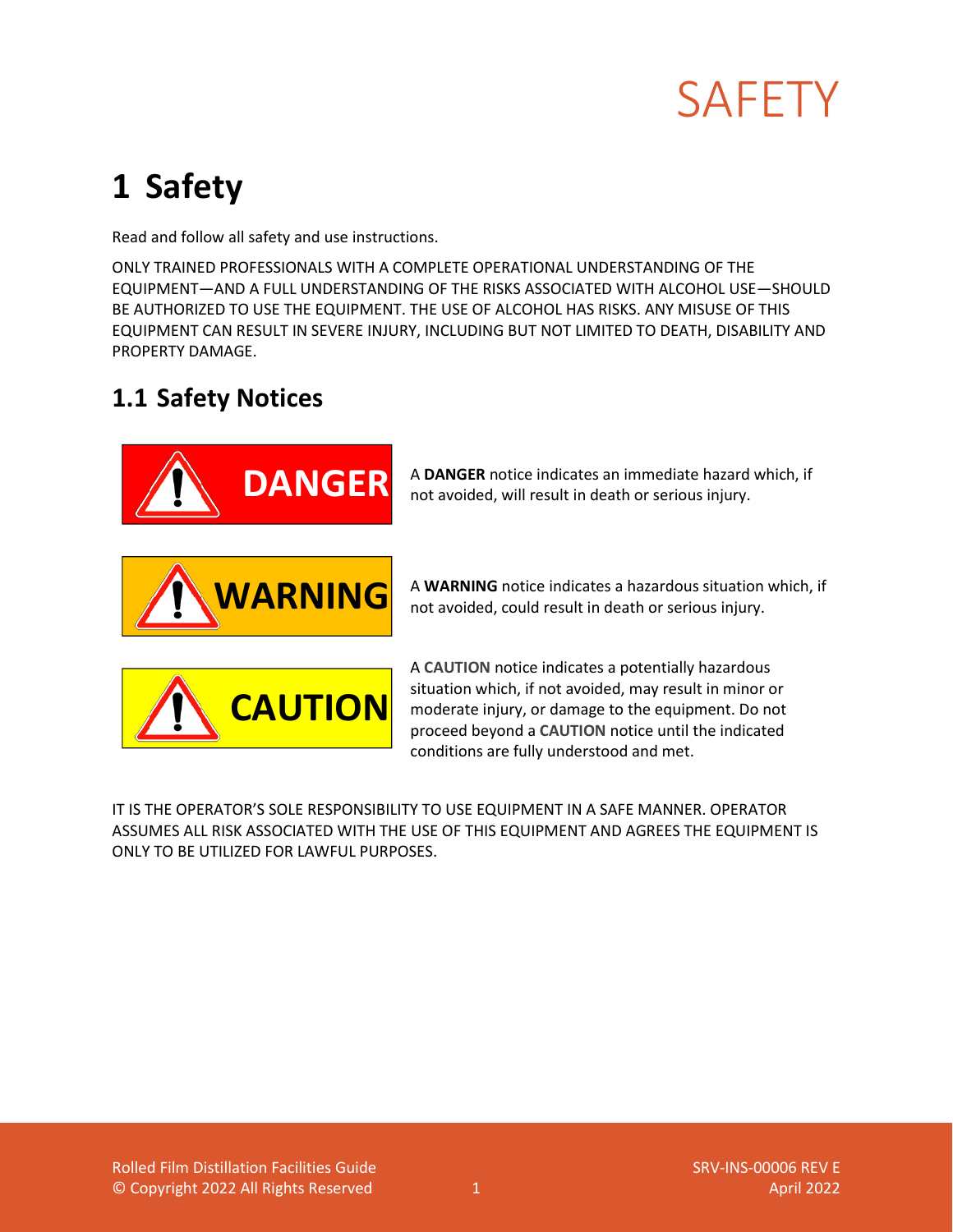# 1 Safety

Read and follow all safety and use instructions.

ONLY TRAINED PROFESSIONALS WITH A COMPLETE OPERATIONAL UNDERSTANDING OF THE EQUIPMENT—AND A FULL UNDERSTANDING OF THE RISKS ASSOCIATED WITH ALCOHOL USE—SHOULD BE AUTHORIZED TO USE THE EQUIPMENT. THE USE OF ALCOHOL HAS RISKS. ANY MISUSE OF THIS EQUIPMENT CAN RESULT IN SEVERE INJURY, INCLUDING BUT NOT LIMITED TO DEATH, DISABILITY AND PROPERTY DAMAGE.

## 1.1 Safety Notices

**DANGER**

A **DANGER** notice indicates an immediate hazard which, if not avoided, will result in death or serious injury.

**WARNING**

A **WARNING** notice indicates a hazardous situation which, if not avoided, could result in death or serious injury.

**CAUTION**

A **CAUTION** notice indicates a potentially hazardous situation which, if not avoided, may result in minor or moderate injury, or damage to the equipment. Do not proceed beyond a **CAUTION** notice until the indicated conditions are fully understood and met.

IT IS THE OPERATOR'S SOLE RESPONSIBILITY TO USE EQUIPMENT IN A SAFE MANNER. OPERATOR ASSUMES ALL RISK ASSOCIATED WITH THE USE OF THIS EQUIPMENT AND AGREES THE EQUIPMENT IS ONLY TO BE UTILIZED FOR LAWFUL PURPOSES.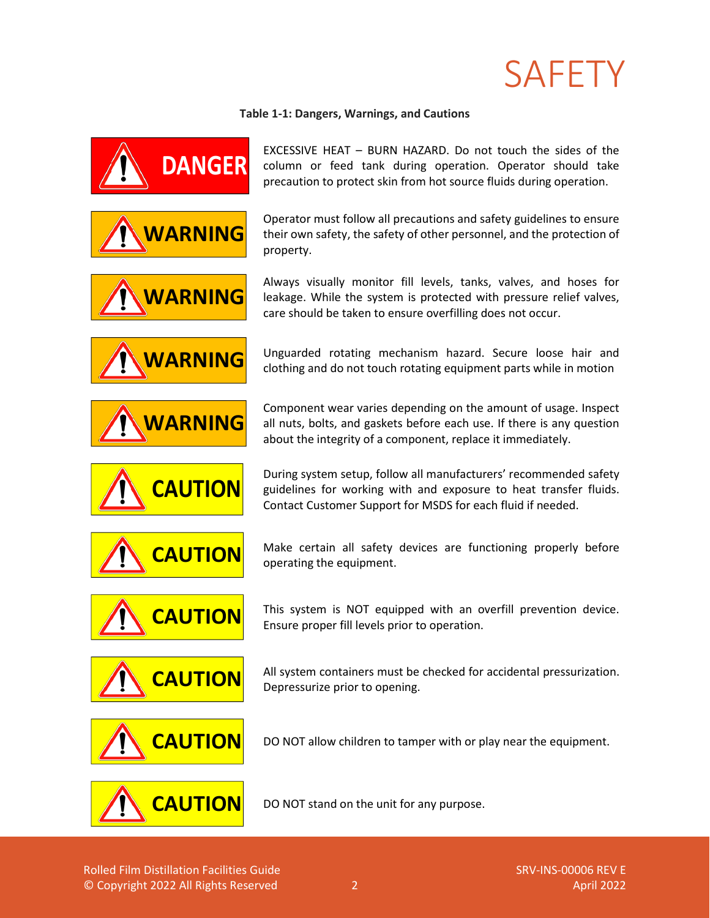# SAFETY

**Table 1-1: Dangers, Warnings, and Cautions**

| | |
|---|---|
| **DANGER** | EXCESSIVE HEAT – BURN HAZARD. Do not touch the sides of the column or feed tank during operation. Operator should take precaution to protect skin from hot source fluids during operation. |
| **WARNING** | Operator must follow all precautions and safety guidelines to ensure their own safety, the safety of other personnel, and the protection of property. |
| **WARNING** | Always visually monitor fill levels, tanks, valves, and hoses for leakage. While the system is protected with pressure relief valves, care should be taken to ensure overfilling does not occur. |
| **WARNING** | Unguarded rotating mechanism hazard. Secure loose hair and clothing and do not touch rotating equipment parts while in motion |
| **WARNING** | Component wear varies depending on the amount of usage. Inspect all nuts, bolts, and gaskets before each use. If there is any question about the integrity of a component, replace it immediately. |
| **CAUTION** | During system setup, follow all manufacturers' recommended safety guidelines for working with and exposure to heat transfer fluids. Contact Customer Support for MSDS for each fluid if needed. |
| **CAUTION** | Make certain all safety devices are functioning properly before operating the equipment. |
| **CAUTION** | This system is NOT equipped with an overfill prevention device. Ensure proper fill levels prior to operation. |
| **CAUTION** | All system containers must be checked for accidental pressurization. Depressurize prior to opening. |
| **CAUTION** | DO NOT allow children to tamper with or play near the equipment. |
| **CAUTION** | DO NOT stand on the unit for any purpose. |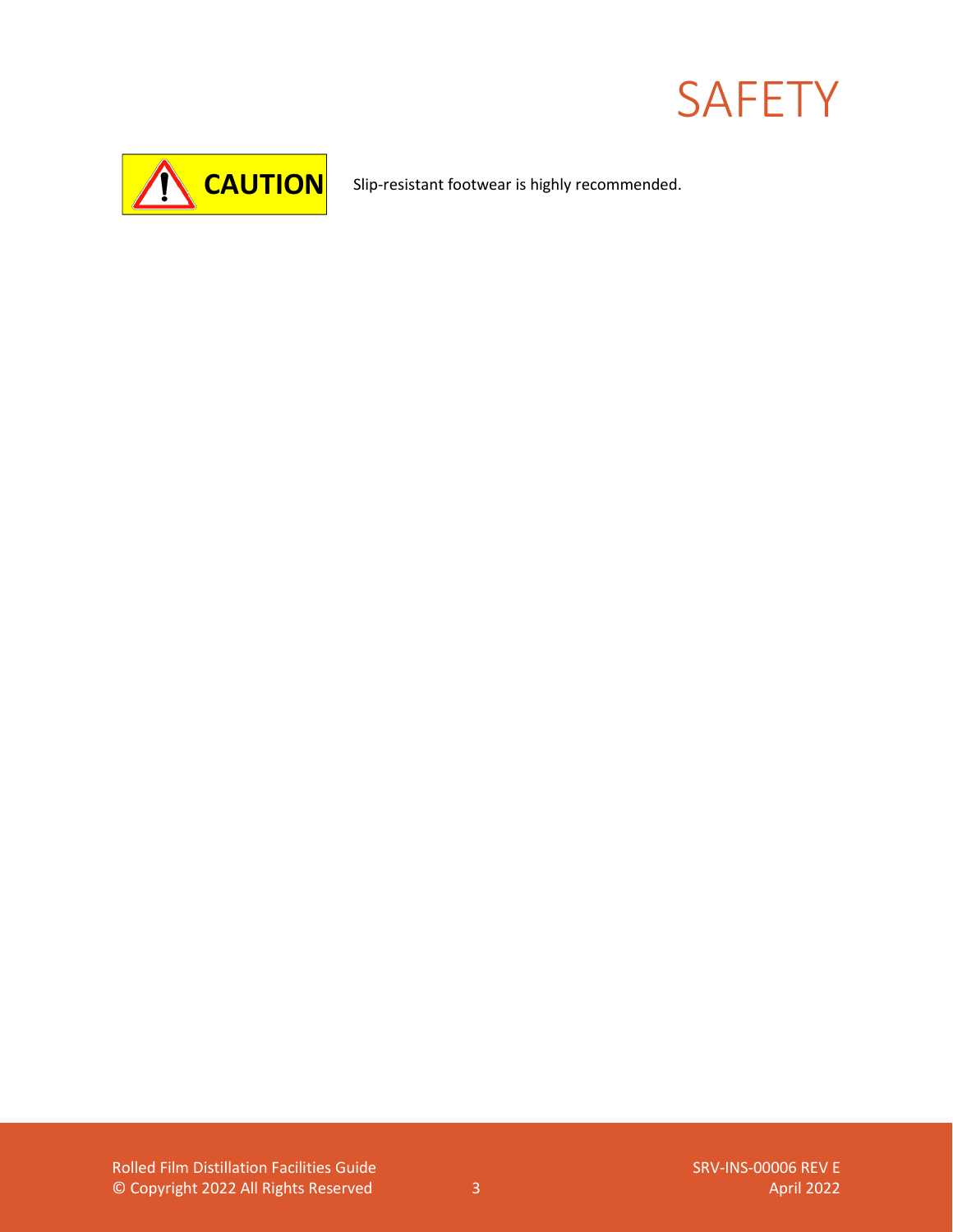# SAFETY

**CAUTION** Slip-resistant footwear is highly recommended.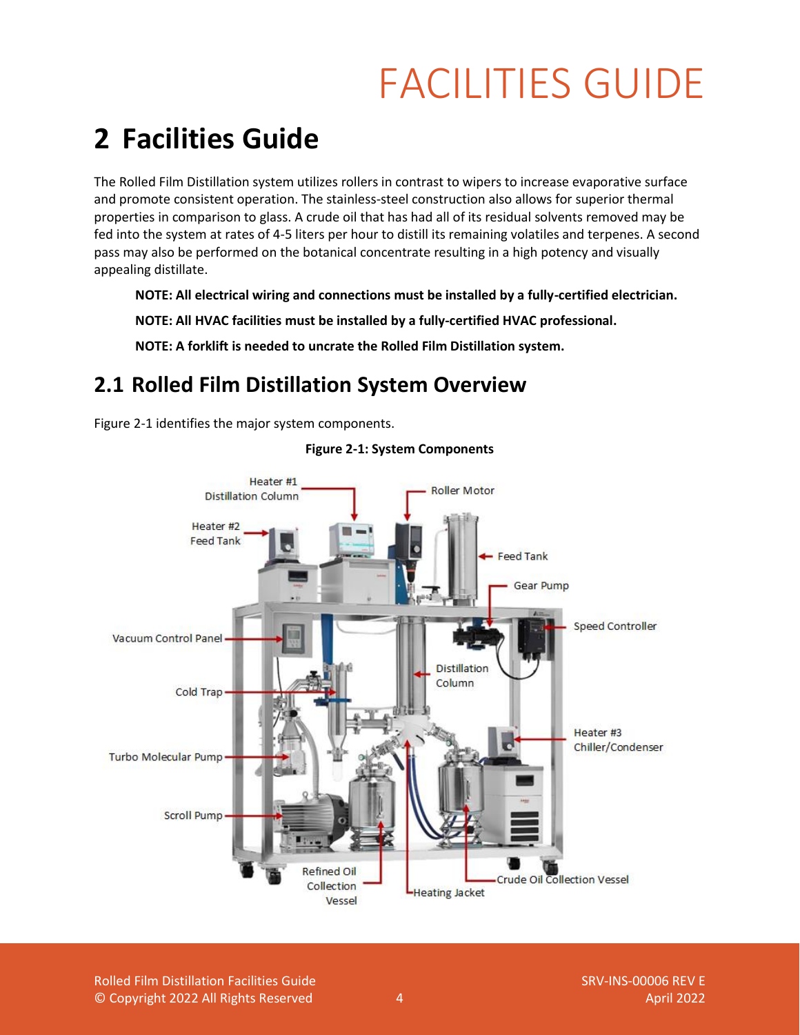# 2 Facilities Guide

The Rolled Film Distillation system utilizes rollers in contrast to wipers to increase evaporative surface and promote consistent operation. The stainless-steel construction also allows for superior thermal properties in comparison to glass. A crude oil that has had all of its residual solvents removed may be fed into the system at rates of 4-5 liters per hour to distill its remaining volatiles and terpenes. A second pass may also be performed on the botanical concentrate resulting in a high potency and visually appealing distillate.

**NOTE: All electrical wiring and connections must be installed by a fully-certified electrician.**

**NOTE: All HVAC facilities must be installed by a fully-certified HVAC professional.**

**NOTE: A forklift is needed to uncrate the Rolled Film Distillation system.**

## 2.1 Rolled Film Distillation System Overview

Figure 2-1 identifies the major system components.

**Figure 2-1: System Components**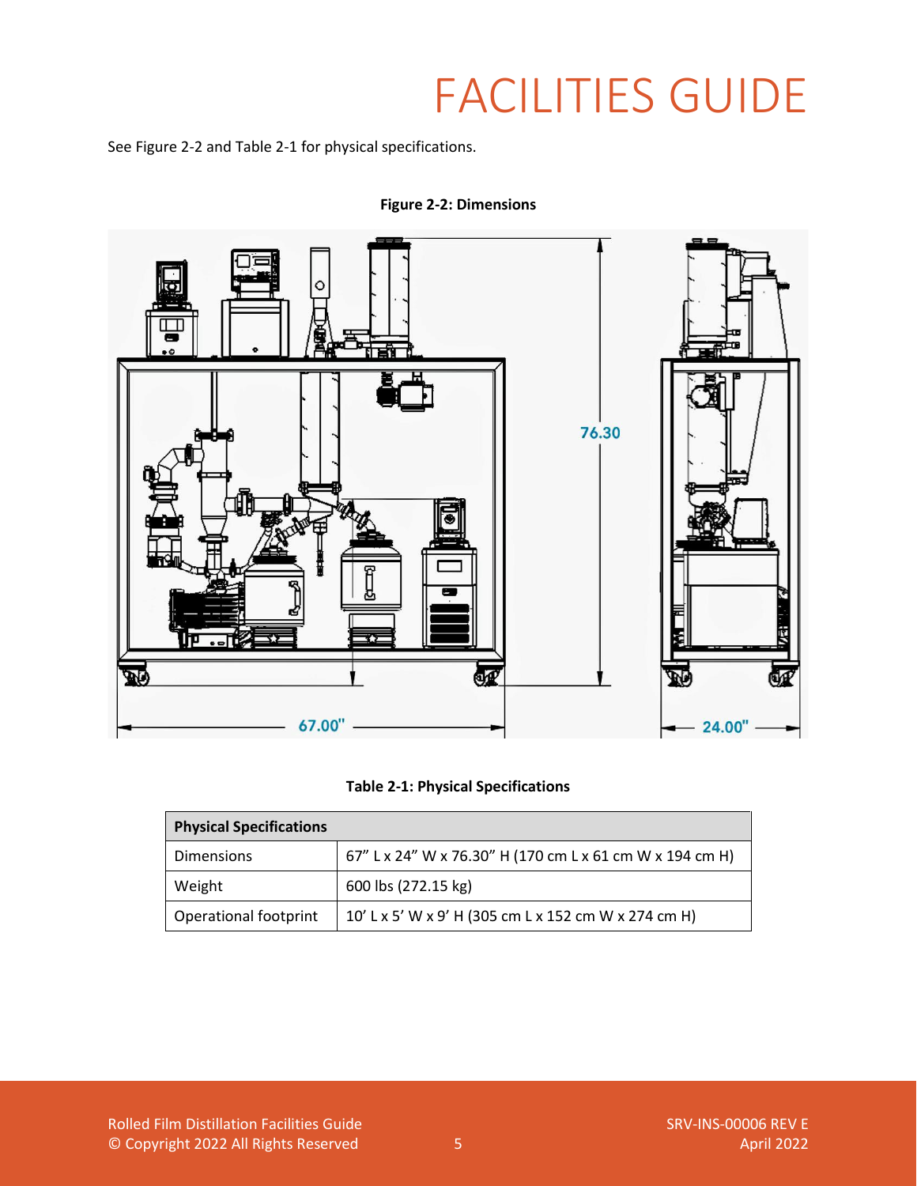# FACILITIES GUIDE

See Figure 2-2 and Table 2-1 for physical specifications.

**Figure 2-2: Dimensions**

**Table 2-1: Physical Specifications**

| **Physical Specifications** | |
|---|---|
| Dimensions | 67” L x 24” W x 76.30” H (170 cm L x 61 cm W x 194 cm H) |
| Weight | 600 lbs (272.15 kg) |
| Operational footprint | 10’ L x 5’ W x 9’ H (305 cm L x 152 cm W x 274 cm H) |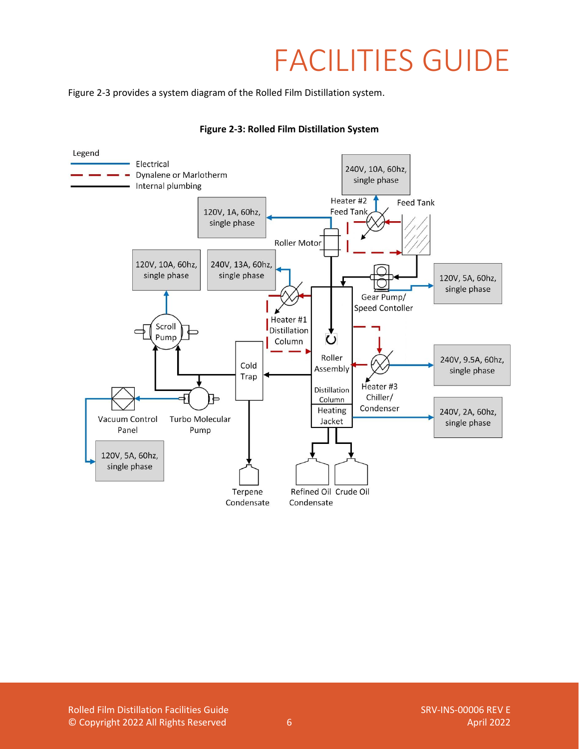Figure 2-3 provides a system diagram of the Rolled Film Distillation system.

**Figure 2-3: Rolled Film Distillation System**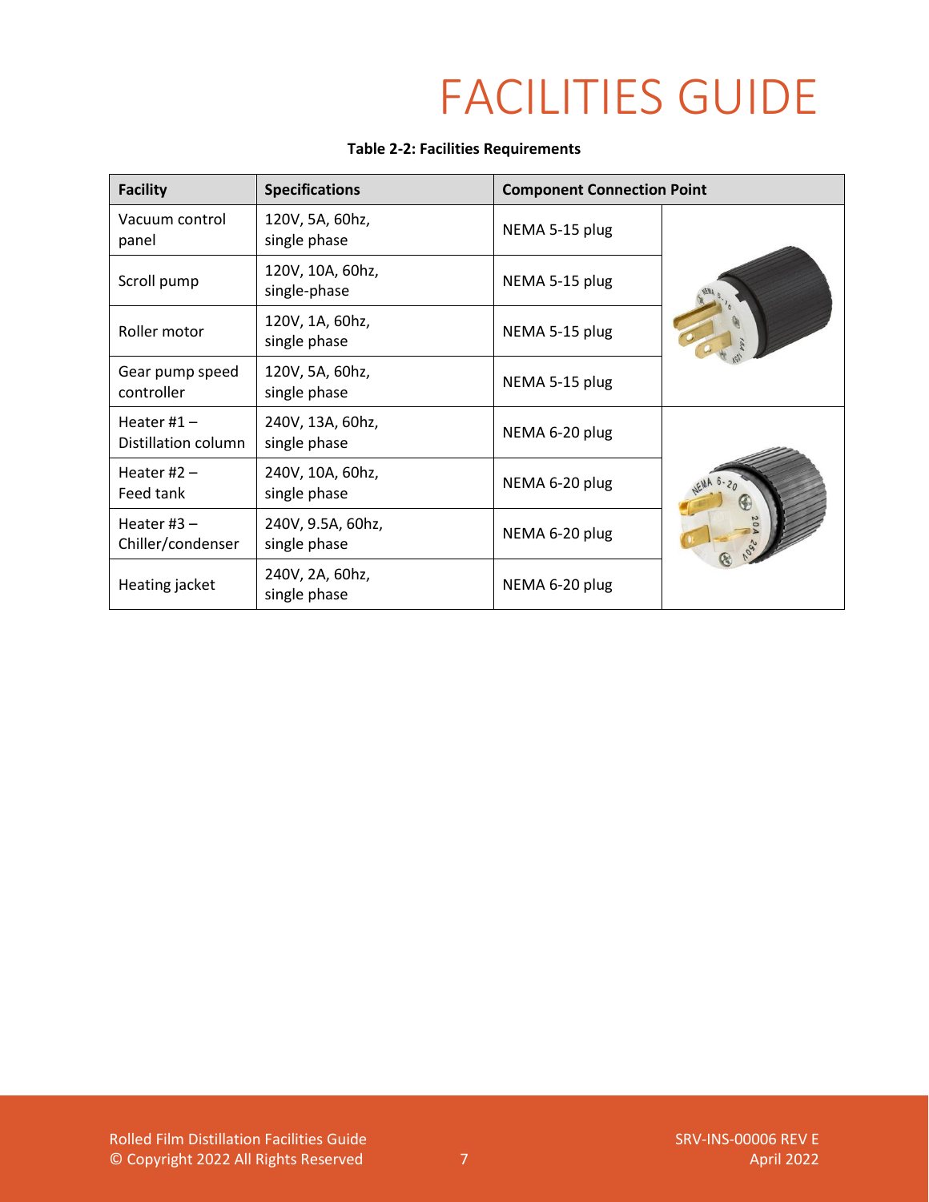# FACILITIES GUIDE

**Table 2-2: Facilities Requirements**

| Facility | Specifications | Component Connection Point | |
|---|---|---|---|
| Vacuum control panel | 120V, 5A, 60hz, single phase | NEMA 5-15 plug | |
| Scroll pump | 120V, 10A, 60hz, single-phase | NEMA 5-15 plug | |
| Roller motor | 120V, 1A, 60hz, single phase | NEMA 5-15 plug | |
| Gear pump speed controller | 120V, 5A, 60hz, single phase | NEMA 5-15 plug | |
| Heater #1 – Distillation column | 240V, 13A, 60hz, single phase | NEMA 6-20 plug | |
| Heater #2 – Feed tank | 240V, 10A, 60hz, single phase | NEMA 6-20 plug | |
| Heater #3 – Chiller/condenser | 240V, 9.5A, 60hz, single phase | NEMA 6-20 plug | |
| Heating jacket | 240V, 2A, 60hz, single phase | NEMA 6-20 plug | |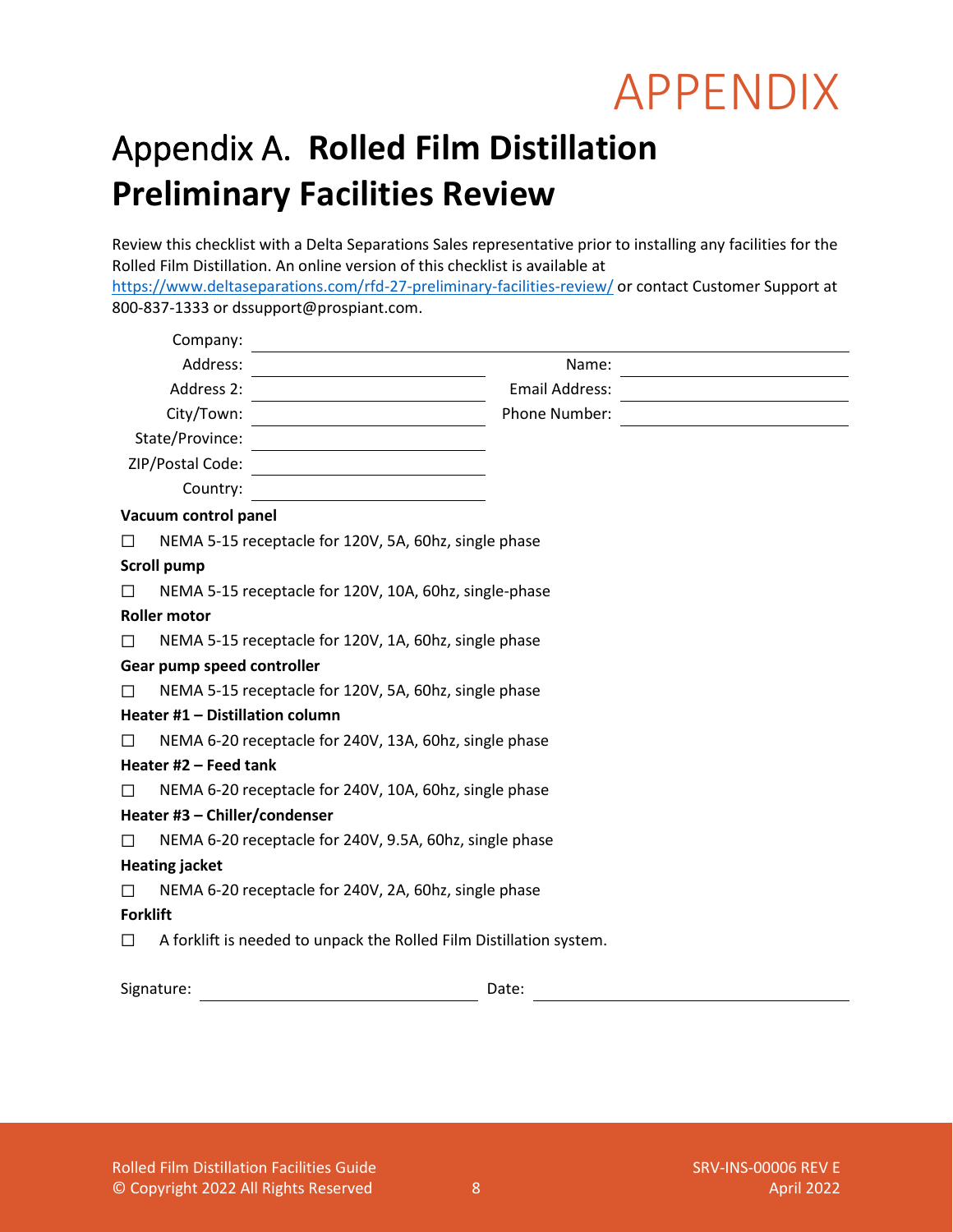# APPENDIX

## Appendix A. **Rolled Film Distillation Preliminary Facilities Review**

Review this checklist with a Delta Separations Sales representative prior to installing any facilities for the Rolled Film Distillation. An online version of this checklist is available at [https://www.deltaseparations.com/rfd-27-preliminary-facilities-review/](https://www.deltaseparations.com/rfd-27-preliminary-facilities-review/) or contact Customer Support at 800-837-1333 or dssupport@prospiant.com.

Company: ______________________________

Address: ______________________________ Name: ______________________________

Address 2: ______________________________ Email Address: ______________________________

City/Town: ______________________________ Phone Number: ______________________________

State/Province: ______________________________

ZIP/Postal Code: ______________________________

Country: ______________________________

**Vacuum control panel**

☐ NEMA 5-15 receptacle for 120V, 5A, 60hz, single phase

**Scroll pump**

☐ NEMA 5-15 receptacle for 120V, 10A, 60hz, single-phase

**Roller motor**

☐ NEMA 5-15 receptacle for 120V, 1A, 60hz, single phase

**Gear pump speed controller**

☐ NEMA 5-15 receptacle for 120V, 5A, 60hz, single phase

**Heater #1 – Distillation column**

☐ NEMA 6-20 receptacle for 240V, 13A, 60hz, single phase

**Heater #2 – Feed tank**

☐ NEMA 6-20 receptacle for 240V, 10A, 60hz, single phase

**Heater #3 – Chiller/condenser**

☐ NEMA 6-20 receptacle for 240V, 9.5A, 60hz, single phase

**Heating jacket**

☐ NEMA 6-20 receptacle for 240V, 2A, 60hz, single phase

**Forklift**

☐ A forklift is needed to unpack the Rolled Film Distillation system.

Signature: ______________________________ Date: ______________________________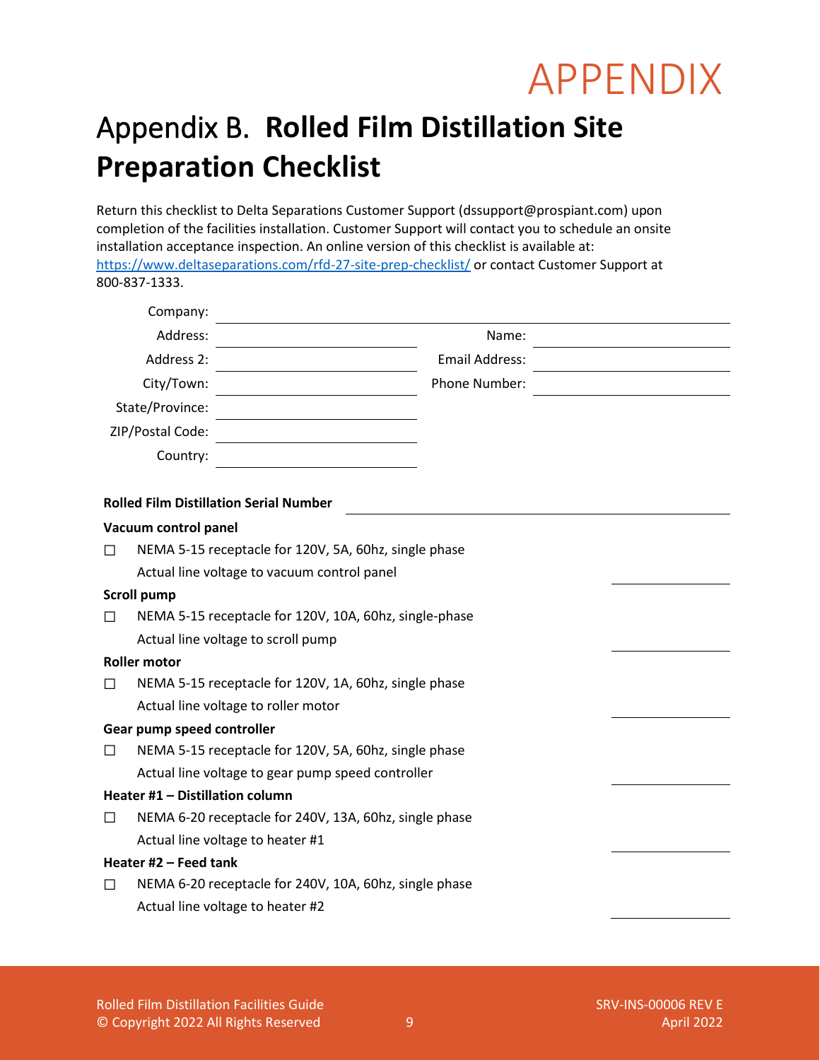# APPENDIX

## Appendix B. **Rolled Film Distillation Site Preparation Checklist**

Return this checklist to Delta Separations Customer Support (dssupport@prospiant.com) upon completion of the facilities installation. Customer Support will contact you to schedule an onsite installation acceptance inspection. An online version of this checklist is available at: [https://www.deltaseparations.com/rfd-27-site-prep-checklist/](https://www.deltaseparations.com/rfd-27-site-prep-checklist/) or contact Customer Support at 800-837-1333.

Company: ______________________________

Address: ______________________________ Name: ______________________________

Address 2: ______________________________ Email Address: ______________________________

City/Town: ______________________________ Phone Number: ______________________________

State/Province: ______________________________

ZIP/Postal Code: ______________________________

Country: ______________________________

**Rolled Film Distillation Serial Number** ______________________________

**Vacuum control panel**

☐ NEMA 5-15 receptacle for 120V, 5A, 60hz, single phase

Actual line voltage to vacuum control panel ______________

**Scroll pump**

☐ NEMA 5-15 receptacle for 120V, 10A, 60hz, single-phase

Actual line voltage to scroll pump ______________

**Roller motor**

☐ NEMA 5-15 receptacle for 120V, 1A, 60hz, single phase

Actual line voltage to roller motor ______________

**Gear pump speed controller**

☐ NEMA 5-15 receptacle for 120V, 5A, 60hz, single phase

Actual line voltage to gear pump speed controller ______________

**Heater #1 – Distillation column**

☐ NEMA 6-20 receptacle for 240V, 13A, 60hz, single phase

Actual line voltage to heater #1 ______________

**Heater #2 – Feed tank**

☐ NEMA 6-20 receptacle for 240V, 10A, 60hz, single phase

Actual line voltage to heater #2 ______________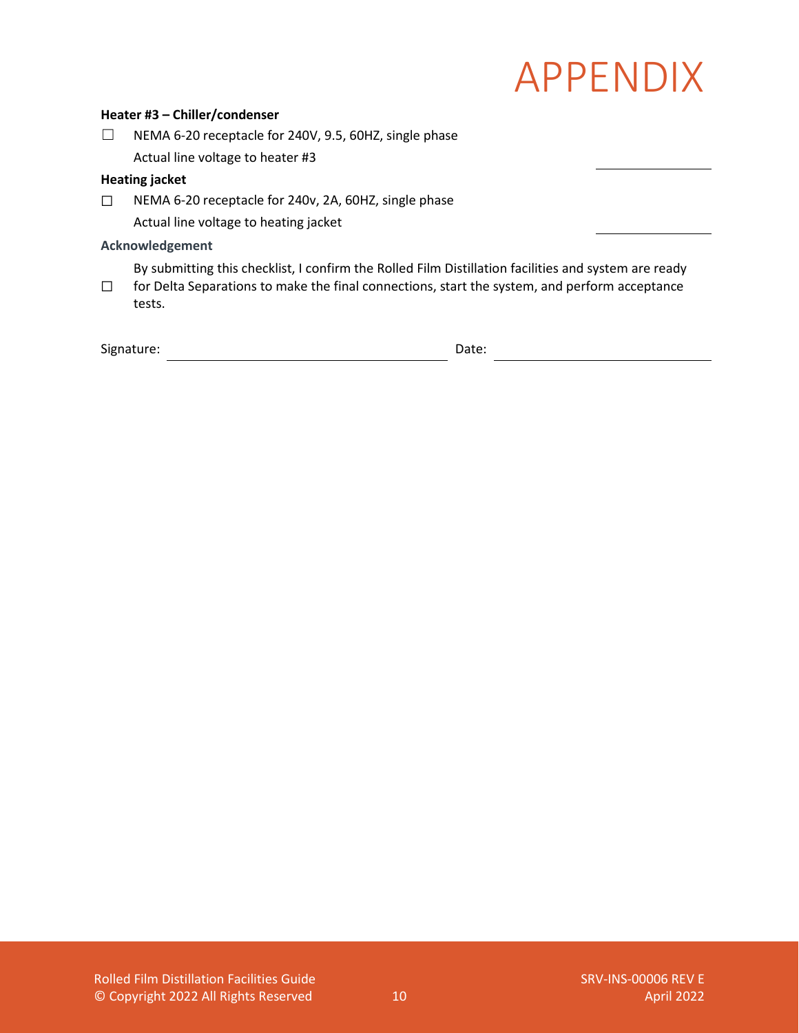# APPENDIX

**Heater #3 – Chiller/condenser**

☐ NEMA 6-20 receptacle for 240V, 9.5, 60HZ, single phase

Actual line voltage to heater #3 ______________

**Heating jacket**

☐ NEMA 6-20 receptacle for 240v, 2A, 60HZ, single phase

Actual line voltage to heating jacket ______________

**Acknowledgement**

☐ By submitting this checklist, I confirm the Rolled Film Distillation facilities and system are ready for Delta Separations to make the final connections, start the system, and perform acceptance tests.

Signature: ______________________________ Date: ______________________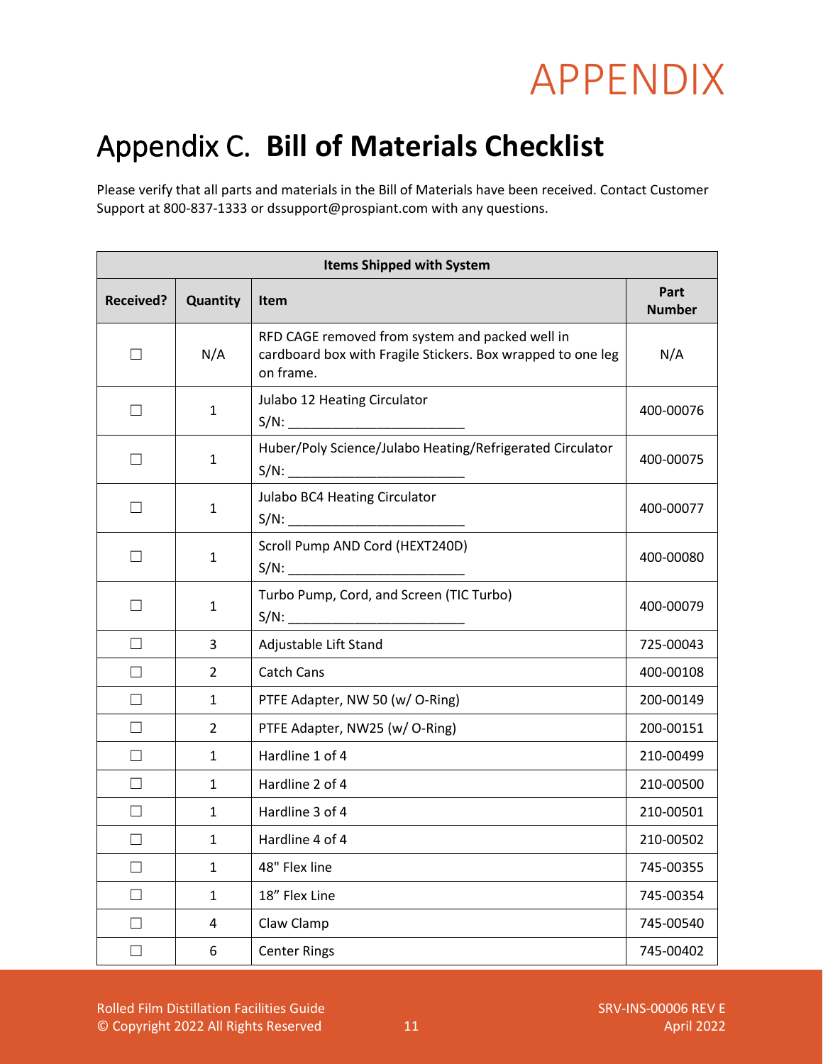# APPENDIX

## Appendix C. **Bill of Materials Checklist**

Please verify that all parts and materials in the Bill of Materials have been received. Contact Customer Support at 800-837-1333 or dssupport@prospiant.com with any questions.

| Items Shipped with System | | | |
|---|---|---|---|
| **Received?** | **Quantity** | **Item** | **Part Number** |
| ☐ | N/A | RFD CAGE removed from system and packed well in cardboard box with Fragile Stickers. Box wrapped to one leg on frame. | N/A |
| ☐ | 1 | Julabo 12 Heating Circulator<br>S/N: ________________________ | 400-00076 |
| ☐ | 1 | Huber/Poly Science/Julabo Heating/Refrigerated Circulator<br>S/N: ________________________ | 400-00075 |
| ☐ | 1 | Julabo BC4 Heating Circulator<br>S/N: ________________________ | 400-00077 |
| ☐ | 1 | Scroll Pump AND Cord (HEXT240D)<br>S/N: ________________________ | 400-00080 |
| ☐ | 1 | Turbo Pump, Cord, and Screen (TIC Turbo)<br>S/N: ________________________ | 400-00079 |
| ☐ | 3 | Adjustable Lift Stand | 725-00043 |
| ☐ | 2 | Catch Cans | 400-00108 |
| ☐ | 1 | PTFE Adapter, NW 50 (w/ O-Ring) | 200-00149 |
| ☐ | 2 | PTFE Adapter, NW25 (w/ O-Ring) | 200-00151 |
| ☐ | 1 | Hardline 1 of 4 | 210-00499 |
| ☐ | 1 | Hardline 2 of 4 | 210-00500 |
| ☐ | 1 | Hardline 3 of 4 | 210-00501 |
| ☐ | 1 | Hardline 4 of 4 | 210-00502 |
| ☐ | 1 | 48" Flex line | 745-00355 |
| ☐ | 1 | 18" Flex Line | 745-00354 |
| ☐ | 4 | Claw Clamp | 745-00540 |
| ☐ | 6 | Center Rings | 745-00402 |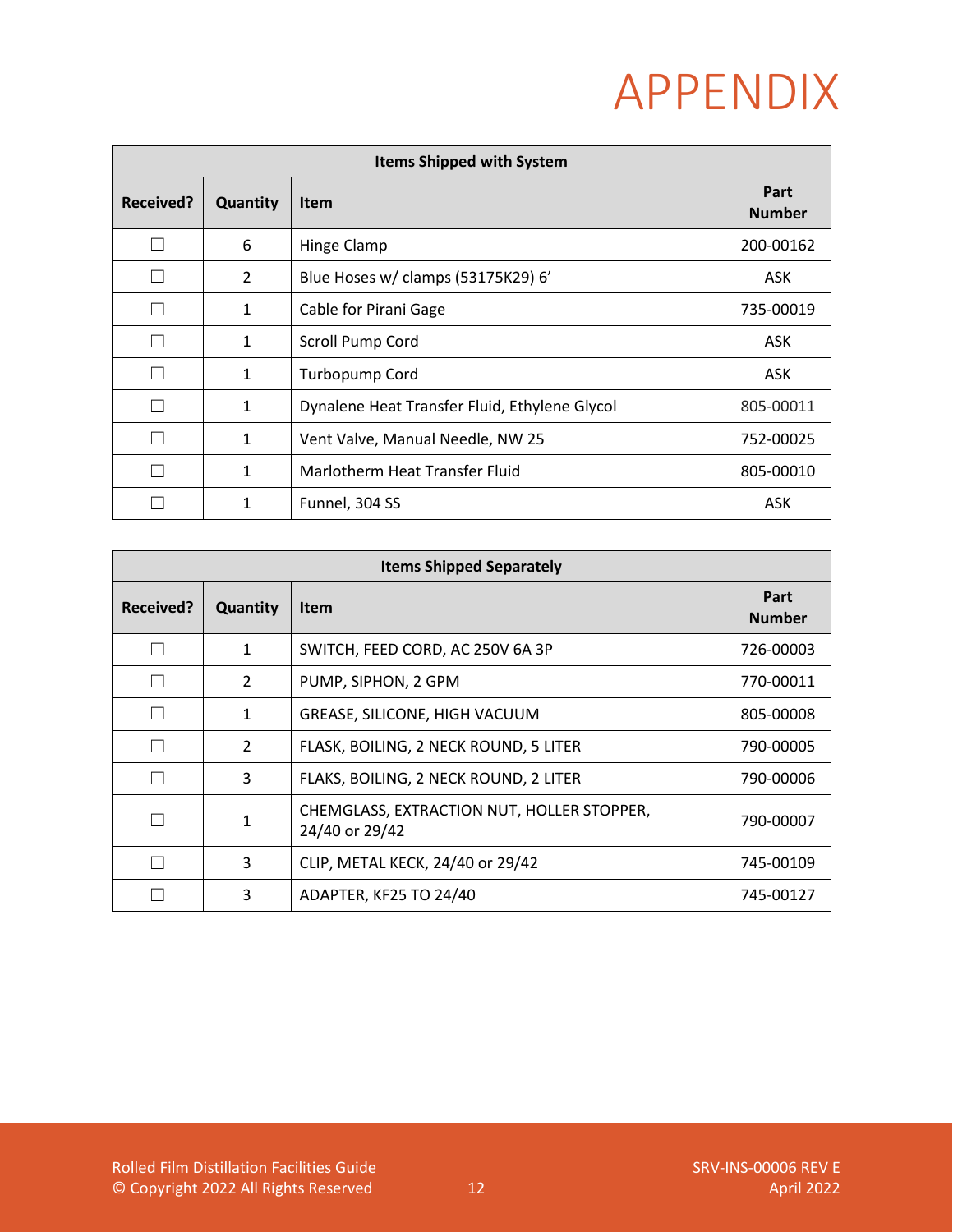# APPENDIX

| Items Shipped with System | | | |
|---|---|---|---|
| **Received?** | **Quantity** | **Item** | **Part Number** |
| ☐ | 6 | Hinge Clamp | 200-00162 |
| ☐ | 2 | Blue Hoses w/ clamps (53175K29) 6' | ASK |
| ☐ | 1 | Cable for Pirani Gage | 735-00019 |
| ☐ | 1 | Scroll Pump Cord | ASK |
| ☐ | 1 | Turbopump Cord | ASK |
| ☐ | 1 | Dynalene Heat Transfer Fluid, Ethylene Glycol | 805-00011 |
| ☐ | 1 | Vent Valve, Manual Needle, NW 25 | 752-00025 |
| ☐ | 1 | Marlotherm Heat Transfer Fluid | 805-00010 |
| ☐ | 1 | Funnel, 304 SS | ASK |

| Items Shipped Separately | | | |
|---|---|---|---|
| **Received?** | **Quantity** | **Item** | **Part Number** |
| ☐ | 1 | SWITCH, FEED CORD, AC 250V 6A 3P | 726-00003 |
| ☐ | 2 | PUMP, SIPHON, 2 GPM | 770-00011 |
| ☐ | 1 | GREASE, SILICONE, HIGH VACUUM | 805-00008 |
| ☐ | 2 | FLASK, BOILING, 2 NECK ROUND, 5 LITER | 790-00005 |
| ☐ | 3 | FLAKS, BOILING, 2 NECK ROUND, 2 LITER | 790-00006 |
| ☐ | 1 | CHEMGLASS, EXTRACTION NUT, HOLLER STOPPER, 24/40 or 29/42 | 790-00007 |
| ☐ | 3 | CLIP, METAL KECK, 24/40 or 29/42 | 745-00109 |
| ☐ | 3 | ADAPTER, KF25 TO 24/40 | 745-00127 |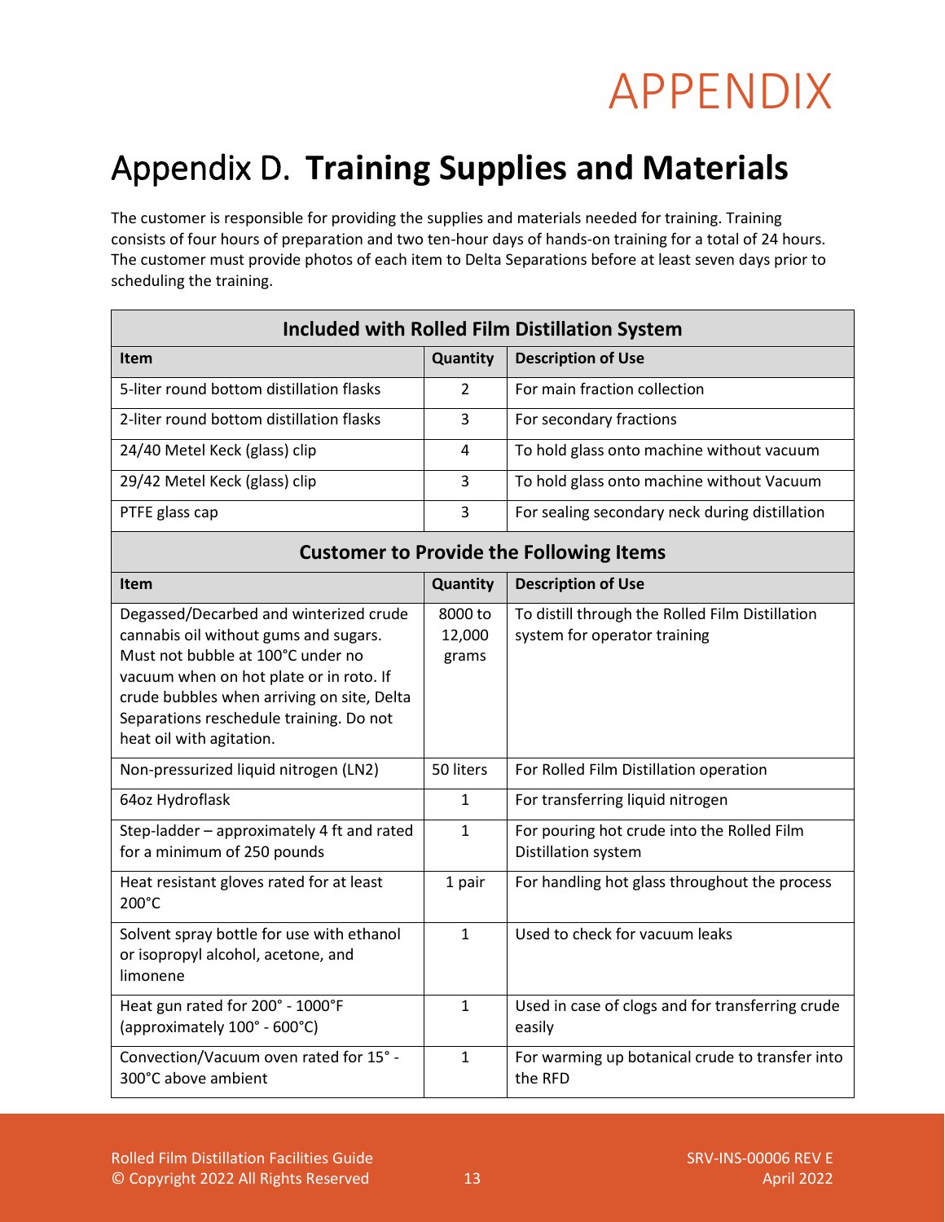# APPENDIX

## Appendix D. **Training Supplies and Materials**

The customer is responsible for providing the supplies and materials needed for training. Training consists of four hours of preparation and two ten-hour days of hands-on training for a total of 24 hours. The customer must provide photos of each item to Delta Separations before at least seven days prior to scheduling the training.

| **Included with Rolled Film Distillation System** | | |
|---|---|---|
| **Item** | **Quantity** | **Description of Use** |
| 5-liter round bottom distillation flasks | 2 | For main fraction collection |
| 2-liter round bottom distillation flasks | 3 | For secondary fractions |
| 24/40 Metel Keck (glass) clip | 4 | To hold glass onto machine without vacuum |
| 29/42 Metel Keck (glass) clip | 3 | To hold glass onto machine without Vacuum |
| PTFE glass cap | 3 | For sealing secondary neck during distillation |
| **Customer to Provide the Following Items** | | |
| **Item** | **Quantity** | **Description of Use** |
| Degassed/Decarbed and winterized crude cannabis oil without gums and sugars. Must not bubble at 100°C under no vacuum when on hot plate or in roto. If crude bubbles when arriving on site, Delta Separations reschedule training. Do not heat oil with agitation. | 8000 to 12,000 grams | To distill through the Rolled Film Distillation system for operator training |
| Non-pressurized liquid nitrogen (LN2) | 50 liters | For Rolled Film Distillation operation |
| 64oz Hydroflask | 1 | For transferring liquid nitrogen |
| Step-ladder – approximately 4 ft and rated for a minimum of 250 pounds | 1 | For pouring hot crude into the Rolled Film Distillation system |
| Heat resistant gloves rated for at least 200°C | 1 pair | For handling hot glass throughout the process |
| Solvent spray bottle for use with ethanol or isopropyl alcohol, acetone, and limonene | 1 | Used to check for vacuum leaks |
| Heat gun rated for 200° - 1000°F (approximately 100° - 600°C) | 1 | Used in case of clogs and for transferring crude easily |
| Convection/Vacuum oven rated for 15° - 300°C above ambient | 1 | For warming up botanical crude to transfer into the RFD |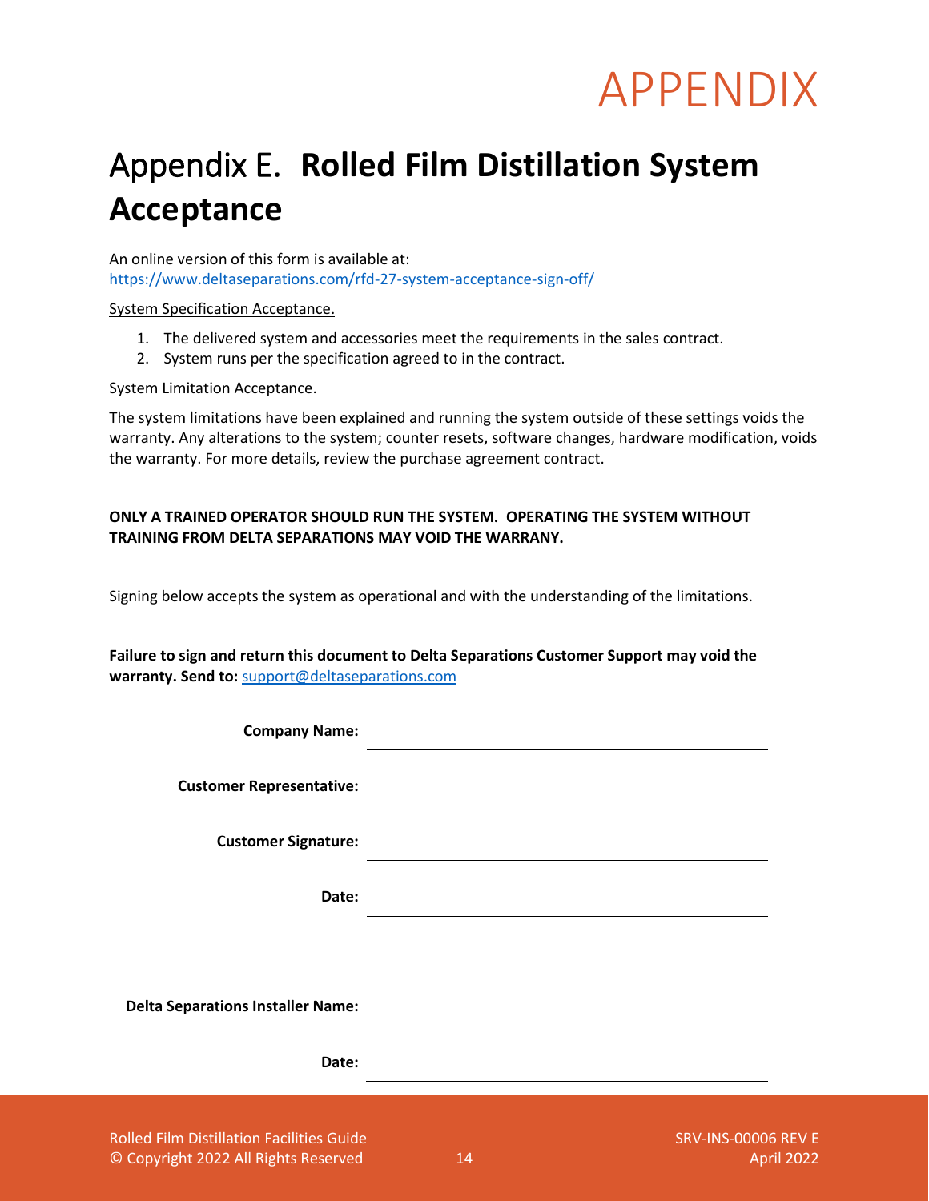# APPENDIX

## Appendix E. **Rolled Film Distillation System Acceptance**

An online version of this form is available at:
https://www.deltaseparations.com/rfd-27-system-acceptance-sign-off/

System Specification Acceptance.

1. The delivered system and accessories meet the requirements in the sales contract.
2. System runs per the specification agreed to in the contract.

System Limitation Acceptance.

The system limitations have been explained and running the system outside of these settings voids the warranty. Any alterations to the system; counter resets, software changes, hardware modification, voids the warranty. For more details, review the purchase agreement contract.

**ONLY A TRAINED OPERATOR SHOULD RUN THE SYSTEM. OPERATING THE SYSTEM WITHOUT TRAINING FROM DELTA SEPARATIONS MAY VOID THE WARRANTY.**

Signing below accepts the system as operational and with the understanding of the limitations.

**Failure to sign and return this document to Delta Separations Customer Support may void the warranty. Send to:** support@deltaseparations.com

**Company Name:** ______________________________

**Customer Representative:** ______________________________

**Customer Signature:** ______________________________

**Date:** ______________________________

**Delta Separations Installer Name:** ______________________________

**Date:** ______________________________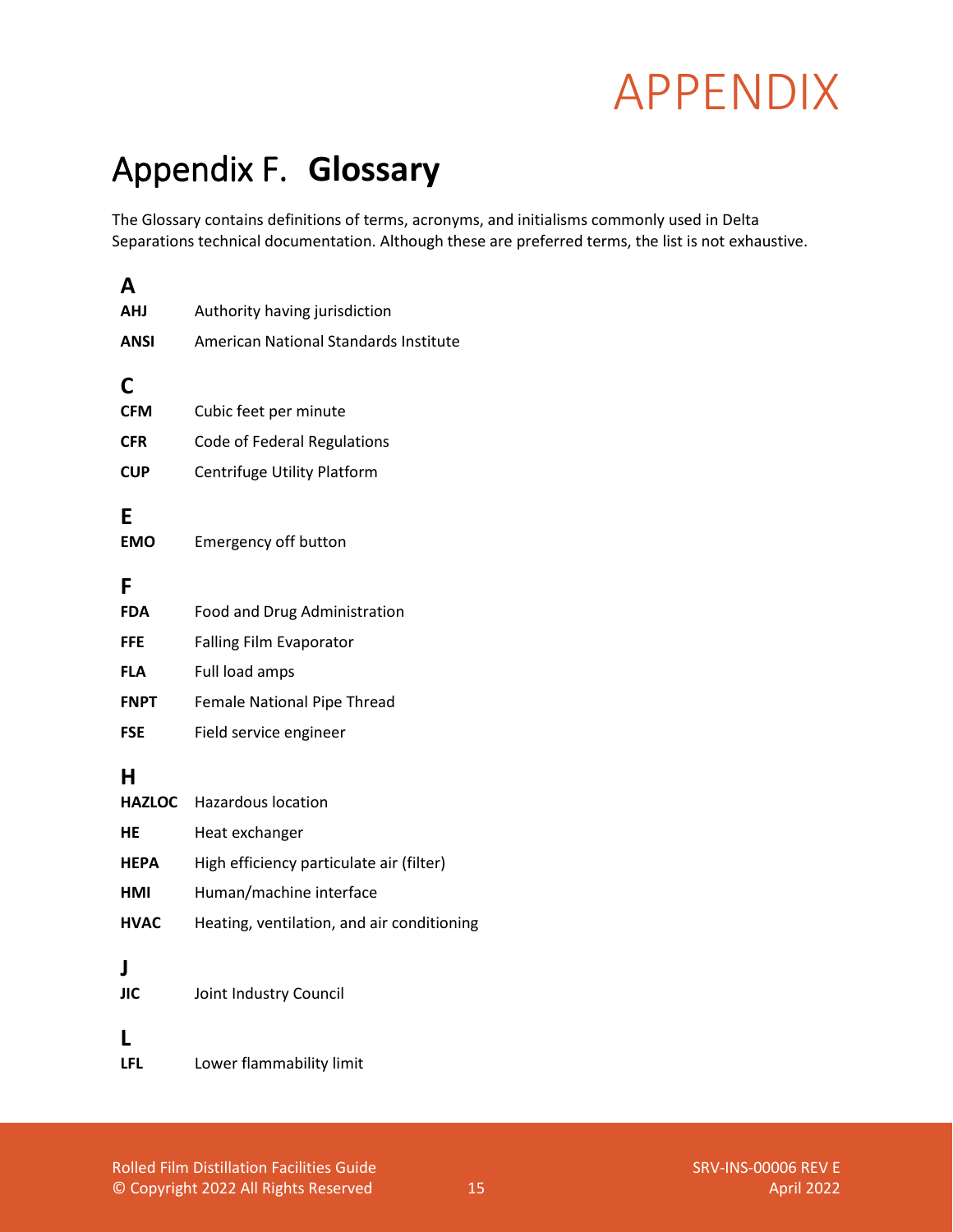# APPENDIX

## Appendix F. **Glossary**

The Glossary contains definitions of terms, acronyms, and initialisms commonly used in Delta Separations technical documentation. Although these are preferred terms, the list is not exhaustive.

### A

| | |
|---|---|
| **AHJ** | Authority having jurisdiction |
| **ANSI** | American National Standards Institute |

### C

| | |
|---|---|
| **CFM** | Cubic feet per minute |
| **CFR** | Code of Federal Regulations |
| **CUP** | Centrifuge Utility Platform |

### E

| | |
|---|---|
| **EMO** | Emergency off button |

### F

| | |
|---|---|
| **FDA** | Food and Drug Administration |
| **FFE** | Falling Film Evaporator |
| **FLA** | Full load amps |
| **FNPT** | Female National Pipe Thread |
| **FSE** | Field service engineer |

### H

| | |
|---|---|
| **HAZLOC** | Hazardous location |
| **HE** | Heat exchanger |
| **HEPA** | High efficiency particulate air (filter) |
| **HMI** | Human/machine interface |
| **HVAC** | Heating, ventilation, and air conditioning |

### J

| | |
|---|---|
| **JIC** | Joint Industry Council |

### L

| | |
|---|---|
| **LFL** | Lower flammability limit |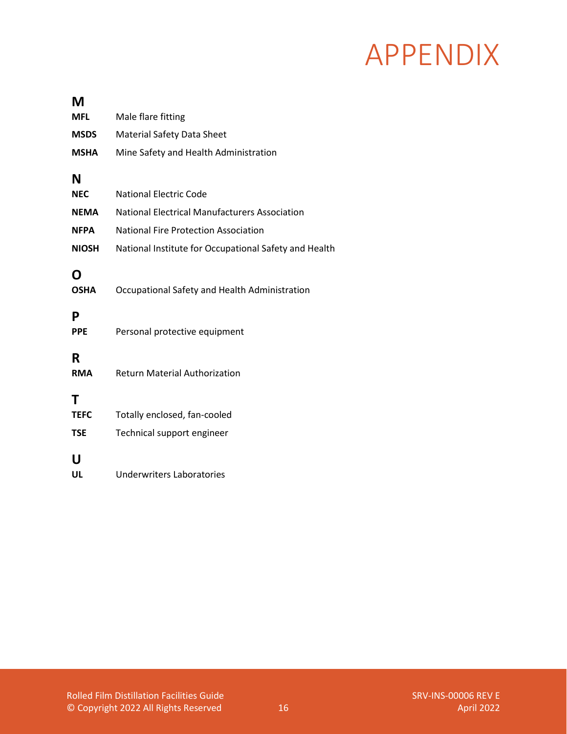# APPENDIX

## M

**MFL** Male flare fitting

**MSDS** Material Safety Data Sheet

**MSHA** Mine Safety and Health Administration

## N

**NEC** National Electric Code

**NEMA** National Electrical Manufacturers Association

**NFPA** National Fire Protection Association

**NIOSH** National Institute for Occupational Safety and Health

## O

**OSHA** Occupational Safety and Health Administration

## P

**PPE** Personal protective equipment

## R

**RMA** Return Material Authorization

## T

**TEFC** Totally enclosed, fan-cooled

**TSE** Technical support engineer

## U

**UL** Underwriters Laboratories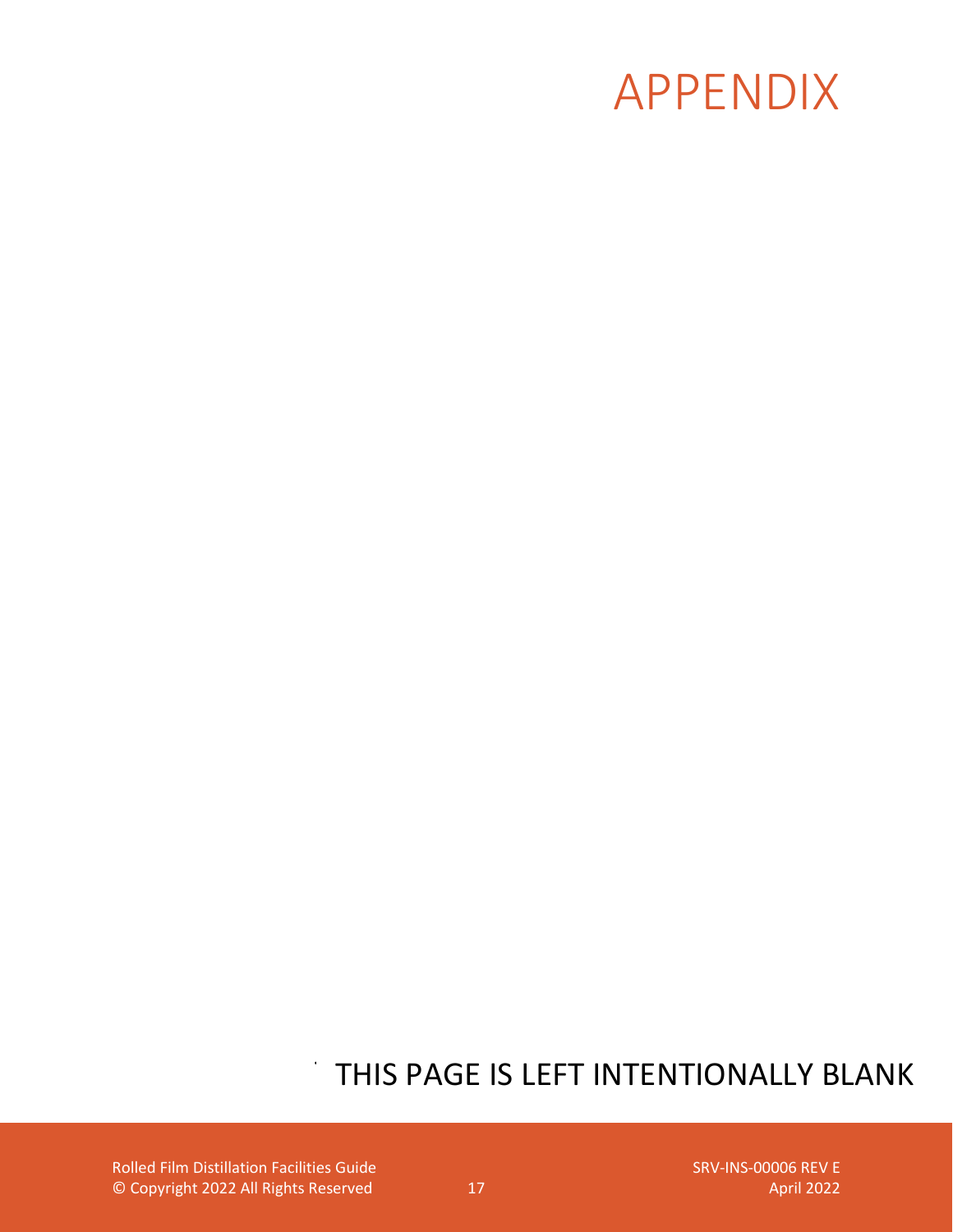# APPENDIX

THIS PAGE IS LEFT INTENTIONALLY BLANK